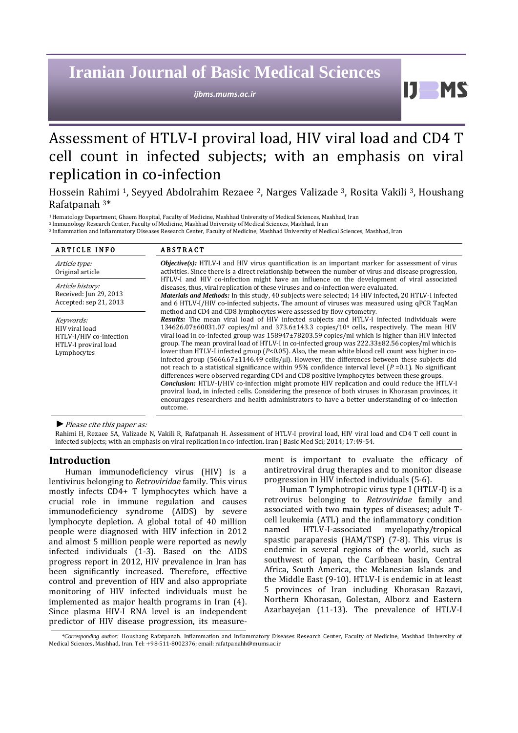# Assessment of HTLV-I proviral load, HIV viral load and CD4 T cell count in infected subjects; with an emphasis on viral replication in co-infection

Hossein Rahimi [1], Seyyed Abdolrahim Rezaee [2], Narges Valizade [3], Rosita Vakili [3], Houshang Rafatpanah [3]*

[1] Hematology Department, Ghaem Hospital, Faculty of Medicine, Mashhad University of Medical Sciences, Mashhad, Iran
[2] Immunology Research Center, Faculty of Medicine, Mashhad University of Medical Sciences, Mashhad, Iran
[3] Inflammation and Inflammatory Diseases Research Center, Faculty of Medicine, Mashhad University of Medical Sciences, Mashhad, Iran

## ARTICLE INFO

*Article type:*
Original article

*Article history:*
Received: Jun 29, 2013
Accepted: sep 21, 2013

*Keywords:*
HIV viral load
HTLV-I/HIV co-infection
HTLV-I proviral load
Lymphocytes

## ABSTRACT

***Objective(s):*** HTLV-I and HIV virus quantification is an important marker for assessment of virus activities. Since there is a direct relationship between the number of virus and disease progression, HTLV-I and HIV co-infection might have an influence on the development of viral associated diseases, thus, viral replication of these viruses and co-infection were evaluated.

***Materials and Methods:*** In this study, 40 subjects were selected; 14 HIV infected**,** 20 HTLV-I infected and 6 HTLV-I/HIV co-infected subjects**.** The amount of viruses was measured using qPCR TaqMan method and CD4 and CD8 lymphocytes were assessed by flow cytometry.

***Results:*** The mean viral load of HIV infected subjects and HTLV-I infected individuals were 134626.07±60031.07 copies/ml and 373.6±143.3 copies/$10^4$ cells**,** respectively. The mean HIV viral load in co-infected group was 158947±78203.59 copies/ml which is higher than HIV infected group. The mean proviral load of HTLV-I in co-infected group was 222.33±82.56 copies/ml which is lower than HTLV-I infected group ($P$<0.05). Also, the mean white blood cell count was higher in co-infected group (5666.67±1146.49 cells/µl). However, the differences between these subjects did not reach to a statistical significance within 95% confidence interval level ($P$ =0.1). No significant differences were observed regarding CD4 and CD8 positive lymphocytes between these groups.

***Conclusion:*** HTLV-I/HIV co-infection might promote HIV replication and could reduce the HTLV-I proviral load, in infected cells. Considering the presence of both viruses in Khorasan provinces, it encourages researchers and health administrators to have a better understanding of co-infection outcome.

*►Please cite this paper as:*

Rahimi H, Rezaee SA, Valizade N, Vakili R, Rafatpanah H. Assessment of HTLV-I proviral load, HIV viral load and CD4 T cell count in infected subjects; with an emphasis on viral replication in co-infection. Iran J Basic Med Sci; 2014; 17:49-54.

## Introduction

Human immunodeficiency virus (HIV) is a lentivirus belonging to *Retroviridae* family. This virus mostly infects CD4+ T lymphocytes which have a crucial role in immune regulation and causes immunodeficiency syndrome (AIDS) by severe lymphocyte depletion. A global total of 40 million people were diagnosed with HIV infection in 2012 and almost 5 million people were reported as newly infected individuals (1-3). Based on the AIDS progress report in 2012, HIV prevalence in Iran has been significantly increased. Therefore, effective control and prevention of HIV and also appropriate monitoring of HIV infected individuals must be implemented as major health programs in Iran (4). Since plasma HIV-I RNA level is an independent predictor of HIV disease progression, its measurement is important to evaluate the efficacy of antiretroviral drug therapies and to monitor disease progression in HIV infected individuals (5-6).

Human T lymphotropic virus type I (HTLV-I) is a retrovirus belonging to *Retroviridae* family and associated with two main types of diseases; adult T-cell leukemia (ATL) and the inflammatory condition named HTLV-I-associated myelopathy/tropical spastic paraparesis (HAM/TSP) (7-8). This virus is endemic in several regions of the world, such as southwest of Japan, the Caribbean basin, Central Africa, South America, the Melanesian Islands and the Middle East (9-10). HTLV-I is endemic in at least 5 provinces of Iran including Khorasan Razavi, Northern Khorasan, Golestan, Alborz and Eastern Azarbayejan (11-13). The prevalence of HTLV-I

*\*Corresponding author:* Houshang Rafatpanah. Inflammation and Inflammatory Diseases Research Center, Faculty of Medicine, Mashhad University of Medical Sciences, Mashhad, Iran. Tel: +98-511-8002376; email: rafatpanahh@mums.ac.ir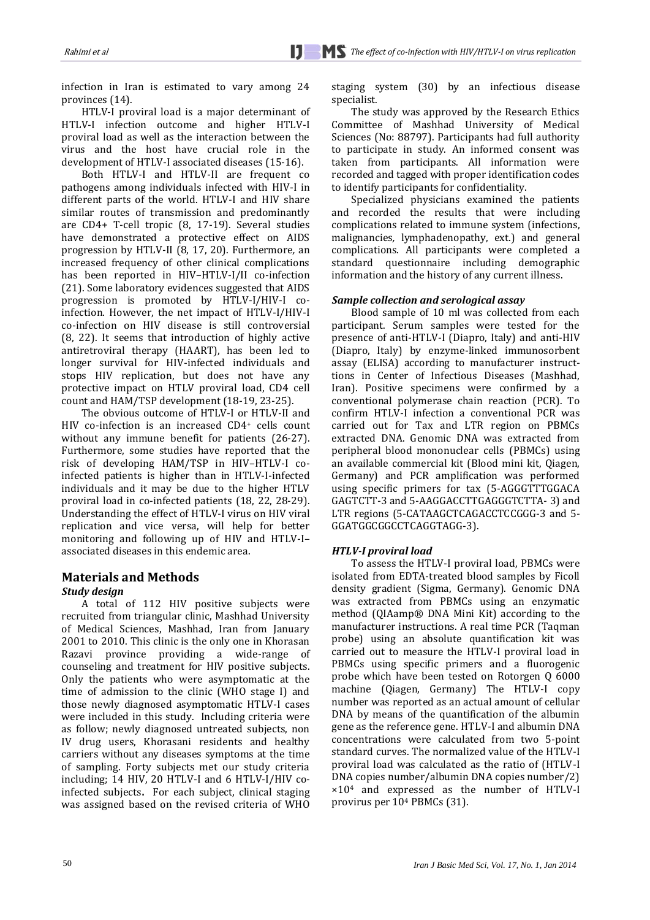infection in Iran is estimated to vary among 24 provinces (14).

HTLV-I proviral load is a major determinant of HTLV-I infection outcome and higher HTLV-I proviral load as well as the interaction between the virus and the host have crucial role in the development of HTLV-I associated diseases (15-16).

Both HTLV-I and HTLV-II are frequent co pathogens among individuals infected with HIV-I in different parts of the world. HTLV-I and HIV share similar routes of transmission and predominantly are CD4+ T-cell tropic (8, 17-19). Several studies have demonstrated a protective effect on AIDS progression by HTLV-II (8, 17, 20). Furthermore, an increased frequency of other clinical complications has been reported in HIV–HTLV-I/II co-infection (21). Some laboratory evidences suggested that AIDS progression is promoted by HTLV-I/HIV-I co-infection. However, the net impact of HTLV-I/HIV-I co-infection on HIV disease is still controversial (8, 22). It seems that introduction of highly active antiretroviral therapy (HAART), has been led to longer survival for HIV-infected individuals and stops HIV replication, but does not have any protective impact on HTLV proviral load, CD4 cell count and HAM/TSP development (18-19, 23-25).

The obvious outcome of HTLV-I or HTLV-II and HIV co-infection is an increased CD4+ cells count without any immune benefit for patients (26-27). Furthermore, some studies have reported that the risk of developing HAM/TSP in HIV–HTLV-I co-infected patients is higher than in HTLV-I-infected individuals and it may be due to the higher HTLV proviral load in co-infected patients (18, 22, 28-29). Understanding the effect of HTLV-I virus on HIV viral replication and vice versa, will help for better monitoring and following up of HIV and HTLV-I–associated diseases in this endemic area.

## Materials and Methods

### *Study design*

A total of 112 HIV positive subjects were recruited from triangular clinic, Mashhad University of Medical Sciences, Mashhad, Iran from January 2001 to 2010. This clinic is the only one in Khorasan Razavi province providing a wide-range of counseling and treatment for HIV positive subjects. Only the patients who were asymptomatic at the time of admission to the clinic (WHO stage I) and those newly diagnosed asymptomatic HTLV-I cases were included in this study. Including criteria were as follow; newly diagnosed untreated subjects, non IV drug users, Khorasani residents and healthy carriers without any diseases symptoms at the time of sampling. Forty subjects met our study criteria including; 14 HIV, 20 HTLV-I and 6 HTLV-I/HIV co-infected subjects**.** For each subject, clinical staging was assigned based on the revised criteria of WHO staging system (30) by an infectious disease specialist.

The study was approved by the Research Ethics Committee of Mashhad University of Medical Sciences (No: 88797). Participants had full authority to participate in study. An informed consent was taken from participants. All information were recorded and tagged with proper identification codes to identify participants for confidentiality.

Specialized physicians examined the patients and recorded the results that were including complications related to immune system (infections, malignancies, lymphadenopathy, ext.) and general complications. All participants were completed a standard questionnaire including demographic information and the history of any current illness.

### *Sample collection and serological assay*

Blood sample of 10 ml was collected from each participant. Serum samples were tested for the presence of anti-HTLV-I (Diapro, Italy) and anti-HIV (Diapro, Italy) by enzyme-linked immunosorbent assay (ELISA) according to manufacturer instructions in Center of Infectious Diseases (Mashhad, Iran). Positive specimens were confirmed by a conventional polymerase chain reaction (PCR). To confirm HTLV-I infection a conventional PCR was carried out for Tax and LTR region on PBMCs extracted DNA. Genomic DNA was extracted from peripheral blood mononuclear cells (PBMCs) using an available commercial kit (Blood mini kit, Qiagen, Germany) and PCR amplification was performed using specific primers for tax (5-AGGGTTTGGACA GAGTCTT-3 and 5-AAGGACCTTGAGGGTCTTA- 3) and LTR regions (5-CATAAGCTCAGACCTCCGGG-3 and 5-GGATGGCGGCCTCAGGTAGG-3).

### *HTLV-I proviral load*

To assess the HTLV-I proviral load, PBMCs were isolated from EDTA-treated blood samples by Ficoll density gradient (Sigma, Germany). Genomic DNA was extracted from PBMCs using an enzymatic method (QIAamp® DNA Mini Kit) according to the manufacturer instructions. A real time PCR (Taqman probe) using an absolute quantification kit was carried out to measure the HTLV-I proviral load in PBMCs using specific primers and a fluorogenic probe which have been tested on Rotorgen Q 6000 machine (Qiagen, Germany) The HTLV-I copy number was reported as an actual amount of cellular DNA by means of the quantification of the albumin gene as the reference gene. HTLV-I and albumin DNA concentrations were calculated from two 5-point standard curves. The normalized value of the HTLV-I proviral load was calculated as the ratio of (HTLV-I DNA copies number/albumin DNA copies number/2) $\times 10^4$ and expressed as the number of HTLV-I provirus per $10^4$ PBMCs (31).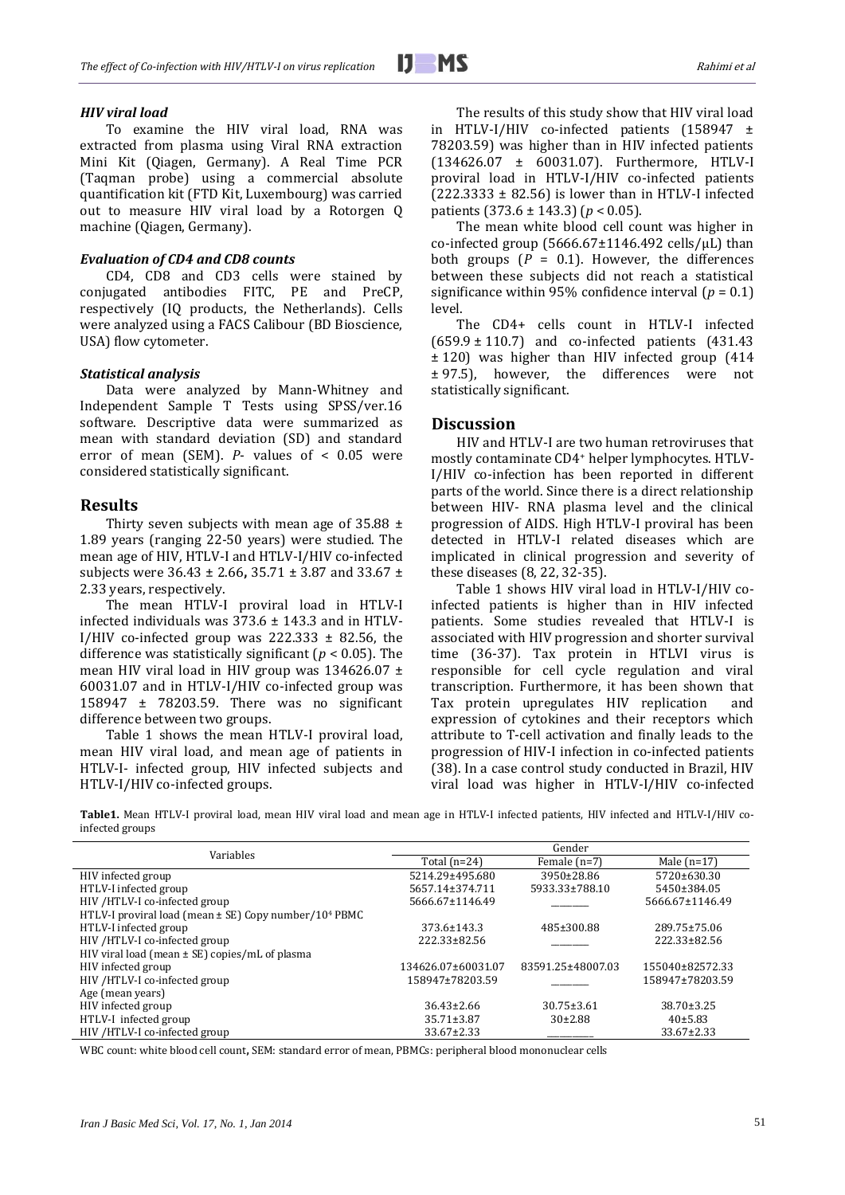### *HIV viral load*

To examine the HIV viral load, RNA was extracted from plasma using Viral RNA extraction Mini Kit (Qiagen, Germany). A Real Time PCR (Taqman probe) using a commercial absolute quantification kit (FTD Kit, Luxembourg) was carried out to measure HIV viral load by a Rotorgen Q machine (Qiagen, Germany).

### *Evaluation of CD4 and CD8 counts*

CD4, CD8 and CD3 cells were stained by conjugated antibodies FITC, PE and PreCP, respectively (IQ products, the Netherlands). Cells were analyzed using a FACS Calibour (BD Bioscience, USA) flow cytometer.

### *Statistical analysis*

Data were analyzed by Mann-Whitney and Independent Sample T Tests using SPSS/ver.16 software. Descriptive data were summarized as mean with standard deviation (SD) and standard error of mean (SEM). *P*- values of < 0.05 were considered statistically significant.

## Results

Thirty seven subjects with mean age of 35.88 ± 1.89 years (ranging 22-50 years) were studied. The mean age of HIV, HTLV-I and HTLV-I/HIV co-infected subjects were 36.43 ± 2.66, 35.71 ± 3.87 and 33.67 ± 2.33 years, respectively.

The mean HTLV-I proviral load in HTLV-I infected individuals was 373.6 ± 143.3 and in HTLV-I/HIV co-infected group was 222.333 ± 82.56, the difference was statistically significant ($p < 0.05$). The mean HIV viral load in HIV group was 134626.07 ± 60031.07 and in HTLV-I/HIV co-infected group was 158947 ± 78203.59. There was no significant difference between two groups.

Table 1 shows the mean HTLV-I proviral load, mean HIV viral load, and mean age of patients in HTLV-I- infected group, HIV infected subjects and HTLV-I/HIV co-infected groups.

The results of this study show that HIV viral load in HTLV-I/HIV co-infected patients (158947 ± 78203.59) was higher than in HIV infected patients (134626.07 ± 60031.07). Furthermore, HTLV-I proviral load in HTLV-I/HIV co-infected patients (222.3333 ± 82.56) is lower than in HTLV-I infected patients (373.6 ± 143.3) ($p < 0.05$).

The mean white blood cell count was higher in co-infected group (5666.67±1146.492 cells/μL) than both groups ($P = 0.1$). However, the differences between these subjects did not reach a statistical significance within 95% confidence interval ($p = 0.1$) level.

The CD4+ cells count in HTLV-I infected (659.9 ± 110.7) and co-infected patients (431.43 ± 120) was higher than HIV infected group (414 ± 97.5), however, the differences were not statistically significant.

## Discussion

HIV and HTLV-I are two human retroviruses that mostly contaminate $CD4^{+}$ helper lymphocytes. HTLV-I/HIV co-infection has been reported in different parts of the world. Since there is a direct relationship between HIV- RNA plasma level and the clinical progression of AIDS. High HTLV-I proviral has been detected in HTLV-I related diseases which are implicated in clinical progression and severity of these diseases (8, 22, 32-35).

Table 1 shows HIV viral load in HTLV-I/HIV co-infected patients is higher than in HIV infected patients. Some studies revealed that HTLV-I is associated with HIV progression and shorter survival time (36-37). Tax protein in HTLVI virus is responsible for cell cycle regulation and viral transcription. Furthermore, it has been shown that Tax protein upregulates HIV replication and expression of cytokines and their receptors which attribute to T-cell activation and finally leads to the progression of HIV-I infection in co-infected patients (38). In a case control study conducted in Brazil, HIV viral load was higher in HTLV-I/HIV co-infected

**Table1.** Mean HTLV-I proviral load, mean HIV viral load and mean age in HTLV-I infected patients, HIV infected and HTLV-I/HIV co-infected groups

| Variables | Gender | | |
|---|---|---|---|
| | Total (n=24) | Female (n=7) | Male (n=17) |
| HIV infected group | 5214.29±495.680 | 3950±28.86 | 5720±630.30 |
| HTLV-I infected group | 5657.14±374.711 | 5933.33±788.10 | 5450±384.05 |
| HIV /HTLV-I co-infected group | 5666.67±1146.49 | ________ | 5666.67±1146.49 |
| HTLV-I proviral load (mean ± SE) Copy number/$10^4$ PBMC | | | |
| HTLV-I infected group | 373.6±143.3 | 485±300.88 | 289.75±75.06 |
| HIV /HTLV-I co-infected group | 222.33±82.56 | ________ | 222.33±82.56 |
| HIV viral load (mean ± SE) copies/mL of plasma | | | |
| HIV infected group | 134626.07±60031.07 | 83591.25±48007.03 | 155040±82572.33 |
| HIV /HTLV-I co-infected group | 158947±78203.59 | ________ | 158947±78203.59 |
| Age (mean years) | | | |
| HIV infected group | 36.43±2.66 | 30.75±3.61 | 38.70±3.25 |
| HTLV-I infected group | 35.71±3.87 | 30±2.88 | 40±5.83 |
| HIV /HTLV-I co-infected group | 33.67±2.33 | __________ | 33.67±2.33 |

WBC count: white blood cell count, SEM: standard error of mean, PBMCs: peripheral blood mononuclear cells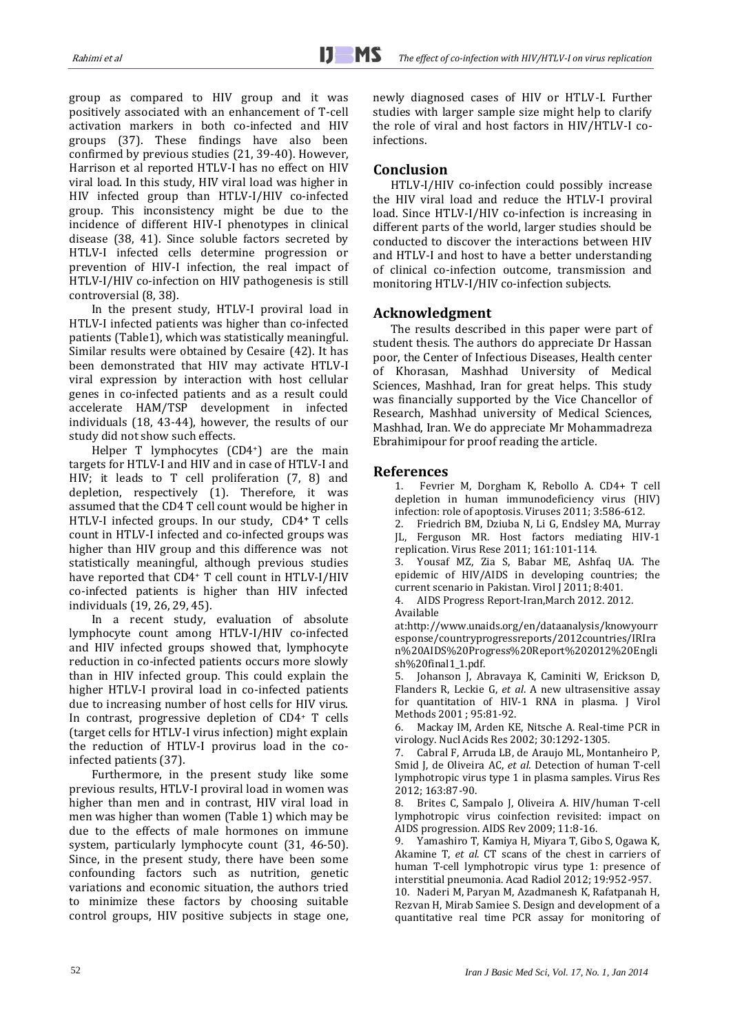group as compared to HIV group and it was positively associated with an enhancement of T-cell activation markers in both co-infected and HIV groups (37). These findings have also been confirmed by previous studies (21, 39-40). However, Harrison et al reported HTLV-I has no effect on HIV viral load. In this study, HIV viral load was higher in HIV infected group than HTLV-I/HIV co-infected group. This inconsistency might be due to the incidence of different HIV-I phenotypes in clinical disease (38, 41). Since soluble factors secreted by HTLV-I infected cells determine progression or prevention of HIV-I infection, the real impact of HTLV-I/HIV co-infection on HIV pathogenesis is still controversial (8, 38).

In the present study, HTLV-I proviral load in HTLV-I infected patients was higher than co-infected patients (Table1), which was statistically meaningful. Similar results were obtained by Cesaire (42). It has been demonstrated that HIV may activate HTLV-I viral expression by interaction with host cellular genes in co-infected patients and as a result could accelerate HAM/TSP development in infected individuals (18, 43-44), however, the results of our study did not show such effects.

Helper T lymphocytes ($CD4^+$) are the main targets for HTLV-I and HIV and in case of HTLV-I and HIV; it leads to T cell proliferation (7, 8) and depletion, respectively (1). Therefore, it was assumed that the CD4 T cell count would be higher in HTLV-I infected groups. In our study, $CD4^+$ T cells count in HTLV-I infected and co-infected groups was higher than HIV group and this difference was not statistically meaningful, although previous studies have reported that $CD4^+$ T cell count in HTLV-I/HIV co-infected patients is higher than HIV infected individuals (19, 26, 29, 45).

In a recent study, evaluation of absolute lymphocyte count among HTLV-I/HIV co-infected and HIV infected groups showed that, lymphocyte reduction in co-infected patients occurs more slowly than in HIV infected group. This could explain the higher HTLV-I proviral load in co-infected patients due to increasing number of host cells for HIV virus. In contrast, progressive depletion of $CD4^+$ T cells (target cells for HTLV-I virus infection) might explain the reduction of HTLV-I provirus load in the co-infected patients (37).

Furthermore, in the present study like some previous results, HTLV-I proviral load in women was higher than men and in contrast, HIV viral load in men was higher than women (Table 1) which may be due to the effects of male hormones on immune system, particularly lymphocyte count (31, 46-50). Since, in the present study, there have been some confounding factors such as nutrition, genetic variations and economic situation, the authors tried to minimize these factors by choosing suitable control groups, HIV positive subjects in stage one, newly diagnosed cases of HIV or HTLV-I. Further studies with larger sample size might help to clarify the role of viral and host factors in HIV/HTLV-I co-infections.

## Conclusion

HTLV-I/HIV co-infection could possibly increase the HIV viral load and reduce the HTLV-I proviral load. Since HTLV-I/HIV co-infection is increasing in different parts of the world, larger studies should be conducted to discover the interactions between HIV and HTLV-I and host to have a better understanding of clinical co-infection outcome, transmission and monitoring HTLV-I/HIV co-infection subjects.

## Acknowledgment

The results described in this paper were part of student thesis. The authors do appreciate Dr Hassan poor, the Center of Infectious Diseases, Health center of Khorasan, Mashhad University of Medical Sciences, Mashhad, Iran for great helps. This study was financially supported by the Vice Chancellor of Research, Mashhad university of Medical Sciences, Mashhad, Iran. We do appreciate Mr Mohammadreza Ebrahimipour for proof reading the article.

## References

1. Fevrier M, Dorgham K, Rebollo A. CD4+ T cell depletion in human immunodeficiency virus (HIV) infection: role of apoptosis. Viruses 2011; 3:586-612.
2. Friedrich BM, Dziuba N, Li G, Endsley MA, Murray JL, Ferguson MR. Host factors mediating HIV-1 replication. Virus Rese 2011; 161:101-114.
3. Yousaf MZ, Zia S, Babar ME, Ashfaq UA. The epidemic of HIV/AIDS in developing countries; the current scenario in Pakistan. Virol J 2011; 8:401.
4. AIDS Progress Report-Iran,March 2012. 2012. Available at:http://www.unaids.org/en/dataanalysis/knowyourresponse/countryprogressreports/2012countries/IRIran%20AIDS%20Progress%20Report%202012%20English%20final1_1.pdf.
5. Johanson J, Abravaya K, Caminiti W, Erickson D, Flanders R, Leckie G, *et al*. A new ultrasensitive assay for quantitation of HIV-1 RNA in plasma. J Virol Methods 2001 ; 95:81-92.
6. Mackay IM, Arden KE, Nitsche A. Real-time PCR in virology. Nucl Acids Res 2002; 30:1292-1305.
7. Cabral F, Arruda LB, de Araujo ML, Montanheiro P, Smid J, de Oliveira AC, *et al*. Detection of human T-cell lymphotropic virus type 1 in plasma samples. Virus Res 2012; 163:87-90.
8. Brites C, Sampalo J, Oliveira A. HIV/human T-cell lymphotropic virus coinfection revisited: impact on AIDS progression. AIDS Rev 2009; 11:8-16.
9. Yamashiro T, Kamiya H, Miyara T, Gibo S, Ogawa K, Akamine T, *et al*. CT scans of the chest in carriers of human T-cell lymphotropic virus type 1: presence of interstitial pneumonia. Acad Radiol 2012; 19:952-957.
10. Naderi M, Paryan M, Azadmanesh K, Rafatpanah H, Rezvan H, Mirab Samiee S. Design and development of a quantitative real time PCR assay for monitoring of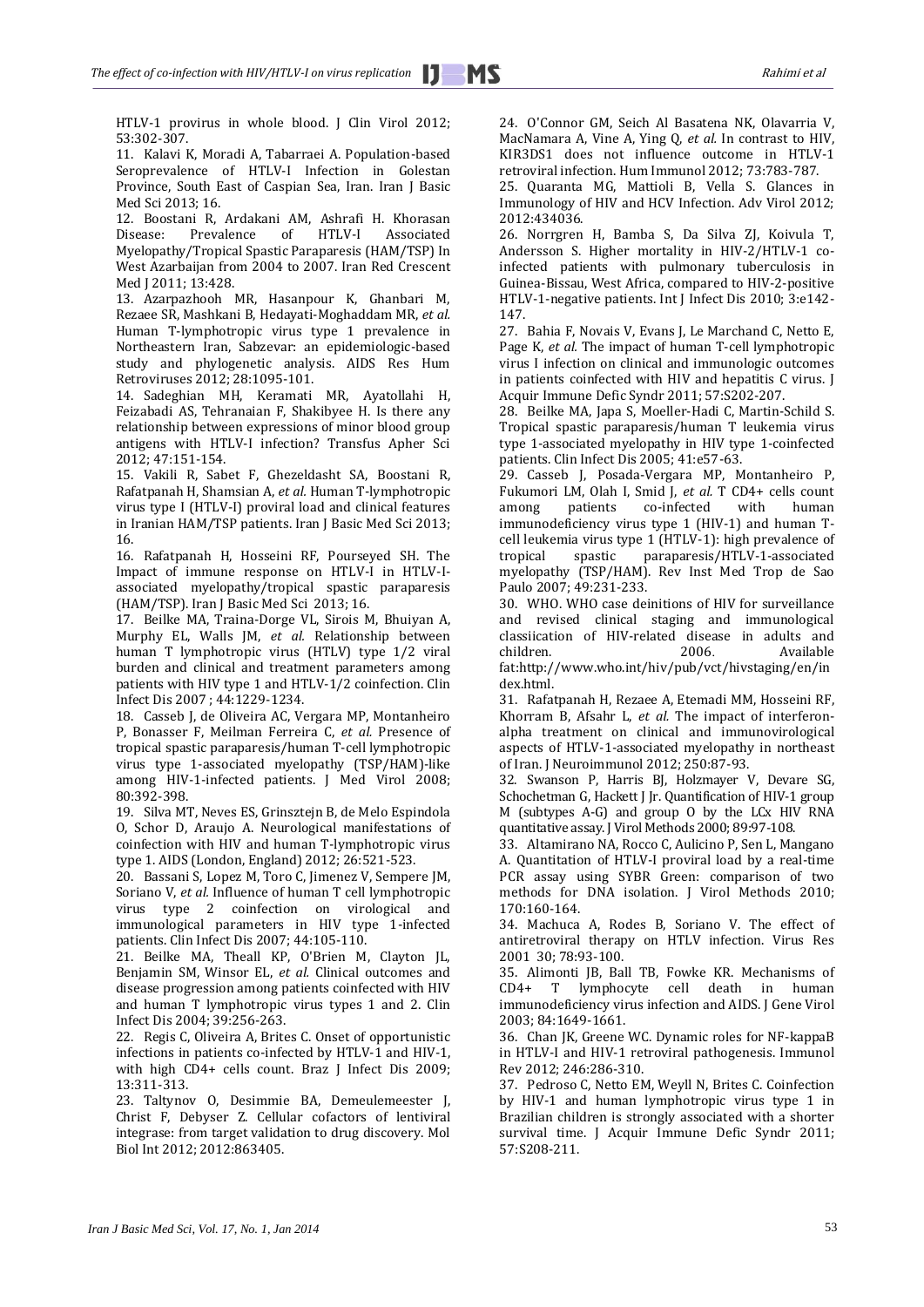HTLV-1 provirus in whole blood. J Clin Virol 2012; 53:302-307.

11. Kalavi K, Moradi A, Tabarraei A. Population-based Seroprevalence of HTLV-I Infection in Golestan Province, South East of Caspian Sea, Iran. Iran J Basic Med Sci 2013; 16.

12. Boostani R, Ardakani AM, Ashrafi H. Khorasan Disease: Prevalence of HTLV-I Associated Myelopathy/Tropical Spastic Paraparesis (HAM/TSP) In West Azarbaijan from 2004 to 2007. Iran Red Crescent Med J 2011; 13:428.

13. Azarpazhooh MR, Hasanpour K, Ghanbari M, Rezaee SR, Mashkani B, Hedayati-Moghaddam MR, *et al.* Human T-lymphotropic virus type 1 prevalence in Northeastern Iran, Sabzevar: an epidemiologic-based study and phylogenetic analysis. AIDS Res Hum Retroviruses 2012; 28:1095-101.

14. Sadeghian MH, Keramati MR, Ayatollahi H, Feizabadi AS, Tehranaian F, Shakibyee H. Is there any relationship between expressions of minor blood group antigens with HTLV-I infection? Transfus Apher Sci 2012; 47:151-154.

15. Vakili R, Sabet F, Ghezeldasht SA, Boostani R, Rafatpanah H, Shamsian A, *et al.* Human T-lymphotropic virus type I (HTLV-I) proviral load and clinical features in Iranian HAM/TSP patients. Iran J Basic Med Sci 2013; 16.

16. Rafatpanah H, Hosseini RF, Pourseyed SH. The Impact of immune response on HTLV-I in HTLV-I-associated myelopathy/tropical spastic paraparesis (HAM/TSP). Iran J Basic Med Sci 2013; 16.

17. Beilke MA, Traina-Dorge VL, Sirois M, Bhuiyan A, Murphy EL, Walls JM, *et al.* Relationship between human T lymphotropic virus (HTLV) type 1/2 viral burden and clinical and treatment parameters among patients with HIV type 1 and HTLV-1/2 coinfection. Clin Infect Dis 2007 ; 44:1229-1234.

18. Casseb J, de Oliveira AC, Vergara MP, Montanheiro P, Bonasser F, Meilman Ferreira C, *et al.* Presence of tropical spastic paraparesis/human T-cell lymphotropic virus type 1-associated myelopathy (TSP/HAM)-like among HIV-1-infected patients. J Med Virol 2008; 80:392-398.

19. Silva MT, Neves ES, Grinsztejn B, de Melo Espindola O, Schor D, Araujo A. Neurological manifestations of coinfection with HIV and human T-lymphotropic virus type 1. AIDS (London, England) 2012; 26:521-523.

20. Bassani S, Lopez M, Toro C, Jimenez V, Sempere JM, Soriano V, *et al.* Influence of human T cell lymphotropic virus type 2 coinfection on virological and immunological parameters in HIV type 1-infected patients. Clin Infect Dis 2007; 44:105-110.

21. Beilke MA, Theall KP, O'Brien M, Clayton JL, Benjamin SM, Winsor EL, *et al.* Clinical outcomes and disease progression among patients coinfected with HIV and human T lymphotropic virus types 1 and 2. Clin Infect Dis 2004; 39:256-263.

22. Regis C, Oliveira A, Brites C. Onset of opportunistic infections in patients co-infected by HTLV-1 and HIV-1, with high CD4+ cells count. Braz J Infect Dis 2009; 13:311-313.

23. Taltynov O, Desimmie BA, Demeulemeester J, Christ F, Debyser Z. Cellular cofactors of lentiviral integrase: from target validation to drug discovery. Mol Biol Int 2012; 2012:863405.

24. O'Connor GM, Seich Al Basatena NK, Olavarria V, MacNamara A, Vine A, Ying Q, *et al.* In contrast to HIV, KIR3DS1 does not influence outcome in HTLV-1 retroviral infection. Hum Immunol 2012; 73:783-787.

25. Quaranta MG, Mattioli B, Vella S. Glances in Immunology of HIV and HCV Infection. Adv Virol 2012; 2012:434036.

26. Norrgren H, Bamba S, Da Silva ZJ, Koivula T, Andersson S. Higher mortality in HIV-2/HTLV-1 co-infected patients with pulmonary tuberculosis in Guinea-Bissau, West Africa, compared to HIV-2-positive HTLV-1-negative patients. Int J Infect Dis 2010; 3:e142-147.

27. Bahia F, Novais V, Evans J, Le Marchand C, Netto E, Page K, *et al.* The impact of human T-cell lymphotropic virus I infection on clinical and immunologic outcomes in patients coinfected with HIV and hepatitis C virus. J Acquir Immune Defic Syndr 2011; 57:S202-207.

28. Beilke MA, Japa S, Moeller-Hadi C, Martin-Schild S. Tropical spastic paraparesis/human T leukemia virus type 1-associated myelopathy in HIV type 1-coinfected patients. Clin Infect Dis 2005; 41:e57-63.

29. Casseb J, Posada-Vergara MP, Montanheiro P, Fukumori LM, Olah I, Smid J, *et al.* T CD4+ cells count among patients co-infected with human immunodeficiency virus type 1 (HIV-1) and human T-cell leukemia virus type 1 (HTLV-1): high prevalence of tropical spastic paraparesis/HTLV-1-associated myelopathy (TSP/HAM). Rev Inst Med Trop de Sao Paulo 2007; 49:231-233.

30. WHO. WHO case deinitions of HIV for surveillance and revised clinical staging and immunological classiication of HIV-related disease in adults and children. 2006. Available fat:http://www.who.int/hiv/pub/vct/hivstaging/en/index.html.

31. Rafatpanah H, Rezaee A, Etemadi MM, Hosseini RF, Khorram B, Afsahr L, *et al.* The impact of interferon-alpha treatment on clinical and immunovirological aspects of HTLV-1-associated myelopathy in northeast of Iran. J Neuroimmunol 2012; 250:87-93.

32. Swanson P, Harris BJ, Holzmayer V, Devare SG, Schochetman G, Hackett J Jr. Quantification of HIV-1 group M (subtypes A-G) and group O by the LCx HIV RNA quantitative assay. J Virol Methods 2000; 89:97-108.

33. Altamirano NA, Rocco C, Aulicino P, Sen L, Mangano A. Quantitation of HTLV-I proviral load by a real-time PCR assay using SYBR Green: comparison of two methods for DNA isolation. J Virol Methods 2010; 170:160-164.

34. Machuca A, Rodes B, Soriano V. The effect of antiretroviral therapy on HTLV infection. Virus Res 2001 30; 78:93-100.

35. Alimonti JB, Ball TB, Fowke KR. Mechanisms of CD4+ T lymphocyte cell death in human immunodeficiency virus infection and AIDS. J Gene Virol 2003; 84:1649-1661.

36. Chan JK, Greene WC. Dynamic roles for NF-kappaB in HTLV-I and HIV-1 retroviral pathogenesis. Immunol Rev 2012; 246:286-310.

37. Pedroso C, Netto EM, Weyll N, Brites C. Coinfection by HIV-1 and human lymphotropic virus type 1 in Brazilian children is strongly associated with a shorter survival time. J Acquir Immune Defic Syndr 2011; 57:S208-211.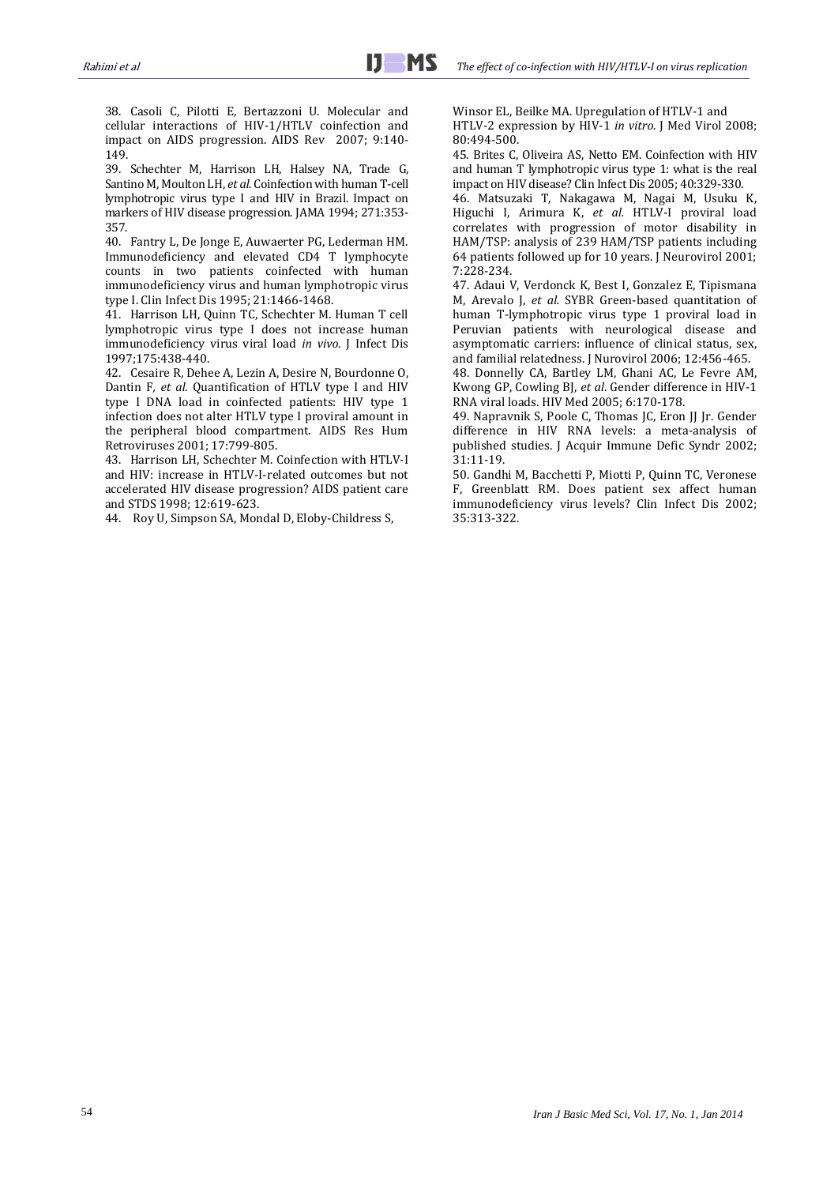38. Casoli C, Pilotti E, Bertazzoni U. Molecular and cellular interactions of HIV-1/HTLV coinfection and impact on AIDS progression. AIDS Rev 2007; 9:140-149.

39. Schechter M, Harrison LH, Halsey NA, Trade G, Santino M, Moulton LH, *et al.* Coinfection with human T-cell lymphotropic virus type I and HIV in Brazil. Impact on markers of HIV disease progression. JAMA 1994; 271:353-357.

40. Fantry L, De Jonge E, Auwaerter PG, Lederman HM. Immunodeficiency and elevated CD4 T lymphocyte counts in two patients coinfected with human immunodeficiency virus and human lymphotropic virus type I. Clin Infect Dis 1995; 21:1466-1468.

41. Harrison LH, Quinn TC, Schechter M. Human T cell lymphotropic virus type I does not increase human immunodeficiency virus viral load *in vivo*. J Infect Dis 1997;175:438-440.

42. Cesaire R, Dehee A, Lezin A, Desire N, Bourdonne O, Dantin F, *et al.* Quantification of HTLV type I and HIV type I DNA load in coinfected patients: HIV type 1 infection does not alter HTLV type I proviral amount in the peripheral blood compartment. AIDS Res Hum Retroviruses 2001; 17:799-805.

43. Harrison LH, Schechter M. Coinfection with HTLV-I and HIV: increase in HTLV-I-related outcomes but not accelerated HIV disease progression? AIDS patient care and STDS 1998; 12:619-623.

44. Roy U, Simpson SA, Mondal D, Eloby-Childress S, Winsor EL, Beilke MA. Upregulation of HTLV-1 and HTLV-2 expression by HIV-1 *in vitro*. J Med Virol 2008; 80:494-500.

45. Brites C, Oliveira AS, Netto EM. Coinfection with HIV and human T lymphotropic virus type 1: what is the real impact on HIV disease? Clin Infect Dis 2005; 40:329-330.

46. Matsuzaki T, Nakagawa M, Nagai M, Usuku K, Higuchi I, Arimura K, *et al.* HTLV-I proviral load correlates with progression of motor disability in HAM/TSP: analysis of 239 HAM/TSP patients including 64 patients followed up for 10 years. J Neurovirol 2001; 7:228-234.

47. Adaui V, Verdonck K, Best I, Gonzalez E, Tipismana M, Arevalo J, *et al.* SYBR Green-based quantitation of human T-lymphotropic virus type 1 proviral load in Peruvian patients with neurological disease and asymptomatic carriers: influence of clinical status, sex, and familial relatedness. J Nurovirol 2006; 12:456-465.

48. Donnelly CA, Bartley LM, Ghani AC, Le Fevre AM, Kwong GP, Cowling BJ, *et al*. Gender difference in HIV-1 RNA viral loads. HIV Med 2005; 6:170-178.

49. Napravnik S, Poole C, Thomas JC, Eron JJ Jr. Gender difference in HIV RNA levels: a meta-analysis of published studies. J Acquir Immune Defic Syndr 2002; 31:11-19.

50. Gandhi M, Bacchetti P, Miotti P, Quinn TC, Veronese F, Greenblatt RM. Does patient sex affect human immunodeficiency virus levels? Clin Infect Dis 2002; 35:313-322.